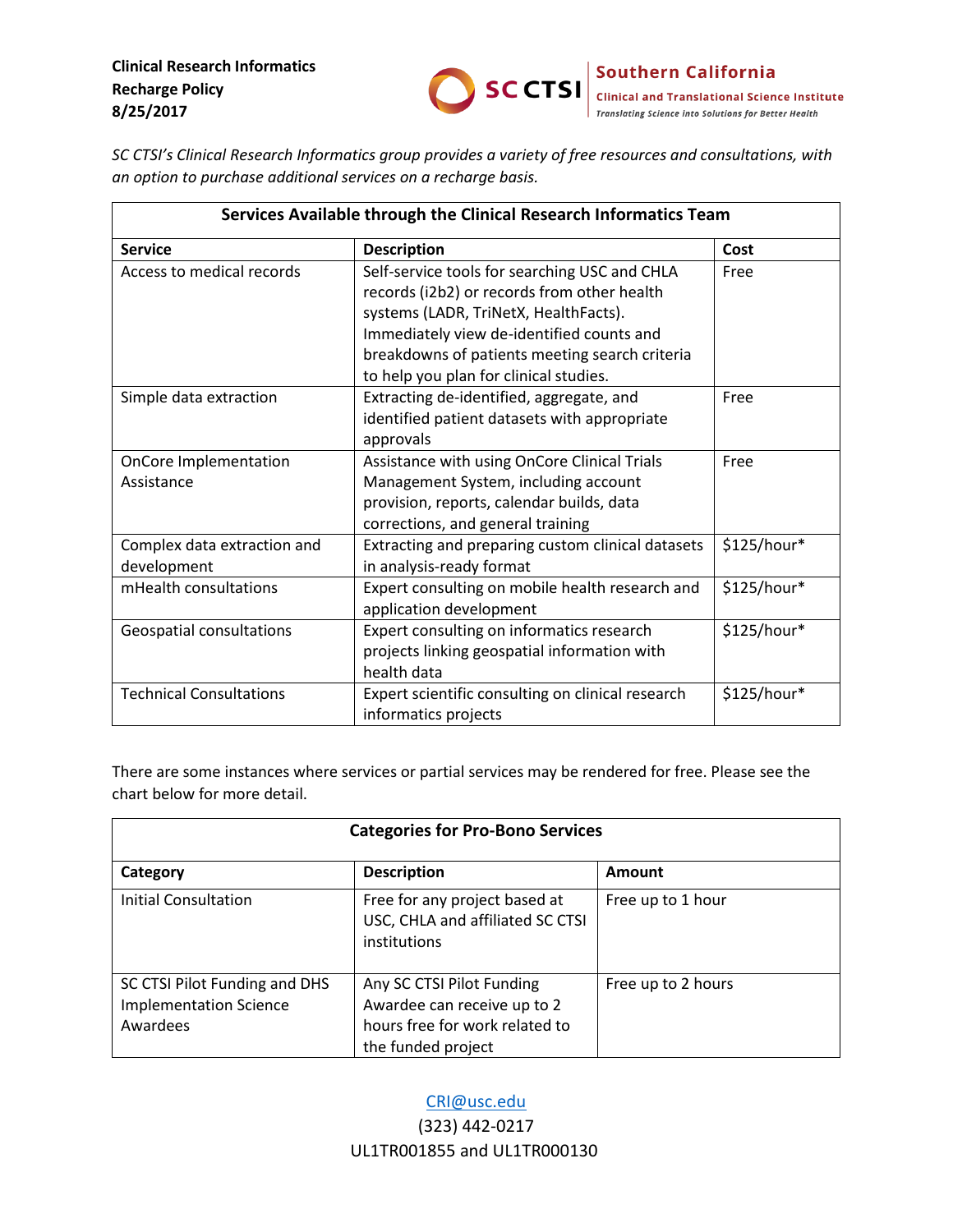**Clinical Research Informatics**
**Recharge Policy**
**8/25/2017**

SC CTSI Southern California Clinical and Translational Science Institute
*Translating Science into Solutions for Better Health*

*SC CTSI's Clinical Research Informatics group provides a variety of free resources and consultations, with an option to purchase additional services on a recharge basis.*

| Services Available through the Clinical Research Informatics Team | | |
|---|---|---|
| **Service** | **Description** | **Cost** |
| Access to medical records | Self-service tools for searching USC and CHLA records (i2b2) or records from other health systems (LADR, TriNetX, HealthFacts). Immediately view de-identified counts and breakdowns of patients meeting search criteria to help you plan for clinical studies. | Free |
| Simple data extraction | Extracting de-identified, aggregate, and identified patient datasets with appropriate approvals | Free |
| OnCore Implementation Assistance | Assistance with using OnCore Clinical Trials Management System, including account provision, reports, calendar builds, data corrections, and general training | Free |
| Complex data extraction and development | Extracting and preparing custom clinical datasets in analysis-ready format | $125/hour* |
| mHealth consultations | Expert consulting on mobile health research and application development | $125/hour* |
| Geospatial consultations | Expert consulting on informatics research projects linking geospatial information with health data | $125/hour* |
| Technical Consultations | Expert scientific consulting on clinical research informatics projects | $125/hour* |

There are some instances where services or partial services may be rendered for free. Please see the chart below for more detail.

| Categories for Pro-Bono Services | | |
|---|---|---|
| **Category** | **Description** | **Amount** |
| Initial Consultation | Free for any project based at USC, CHLA and affiliated SC CTSI institutions | Free up to 1 hour |
| SC CTSI Pilot Funding and DHS Implementation Science Awardees | Any SC CTSI Pilot Funding Awardee can receive up to 2 hours free for work related to the funded project | Free up to 2 hours |

CRI@usc.edu
(323) 442-0217
UL1TR001855 and UL1TR000130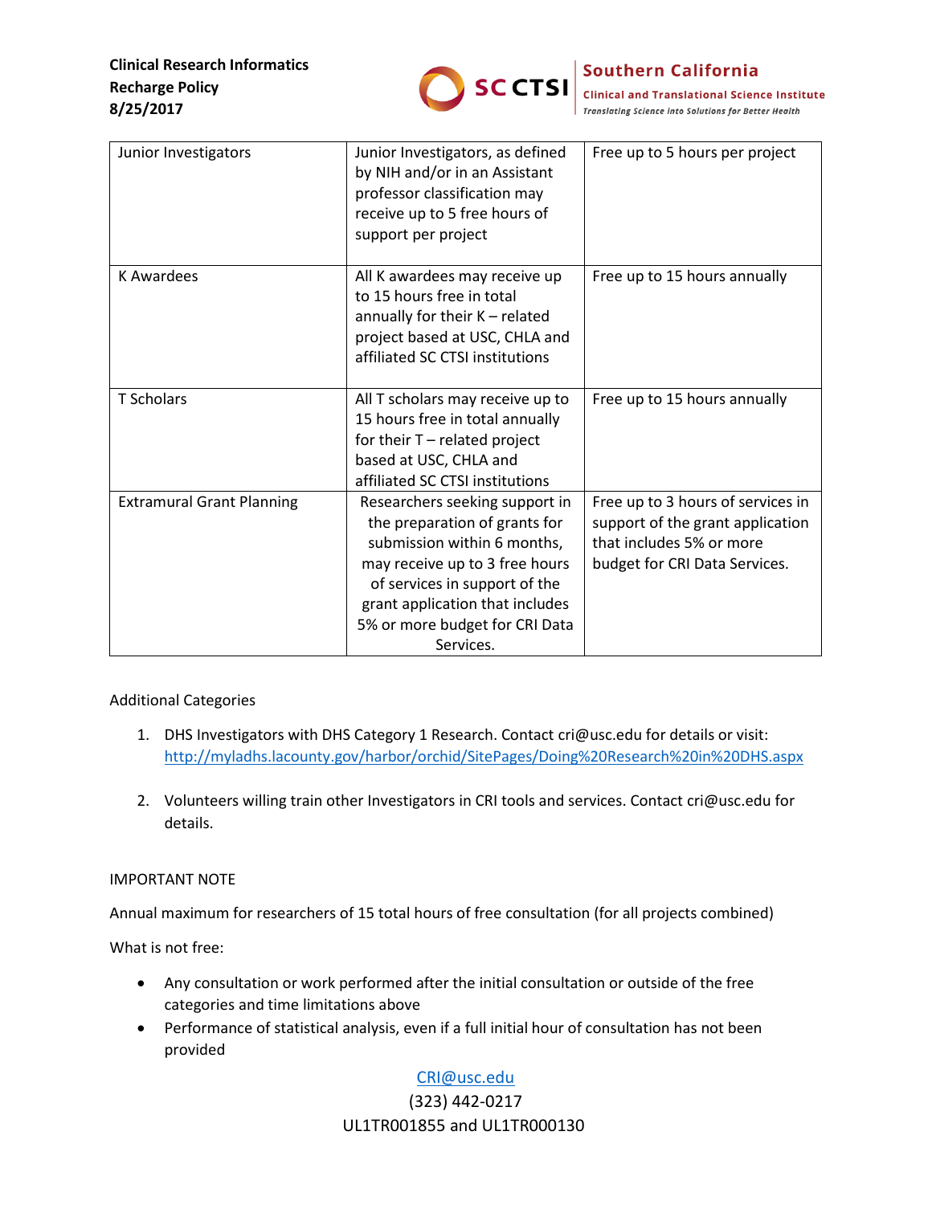| Junior Investigators | Junior Investigators, as defined by NIH and/or in an Assistant professor classification may receive up to 5 free hours of support per project | Free up to 5 hours per project |
|---|---|---|
| K Awardees | All K awardees may receive up to 15 hours free in total annually for their K – related project based at USC, CHLA and affiliated SC CTSI institutions | Free up to 15 hours annually |
| T Scholars | All T scholars may receive up to 15 hours free in total annually for their T – related project based at USC, CHLA and affiliated SC CTSI institutions | Free up to 15 hours annually |
| Extramural Grant Planning | Researchers seeking support in the preparation of grants for submission within 6 months, may receive up to 3 free hours of services in support of the grant application that includes 5% or more budget for CRI Data Services. | Free up to 3 hours of services in support of the grant application that includes 5% or more budget for CRI Data Services. |

Additional Categories

1. DHS Investigators with DHS Category 1 Research. Contact cri@usc.edu for details or visit: http://myladhs.lacounty.gov/harbor/orchid/SitePages/Doing%20Research%20in%20DHS.aspx

2. Volunteers willing train other Investigators in CRI tools and services. Contact cri@usc.edu for details.

IMPORTANT NOTE

Annual maximum for researchers of 15 total hours of free consultation (for all projects combined)

What is not free:

- Any consultation or work performed after the initial consultation or outside of the free categories and time limitations above
- Performance of statistical analysis, even if a full initial hour of consultation has not been provided

CRI@usc.edu

(323) 442-0217

UL1TR001855 and UL1TR000130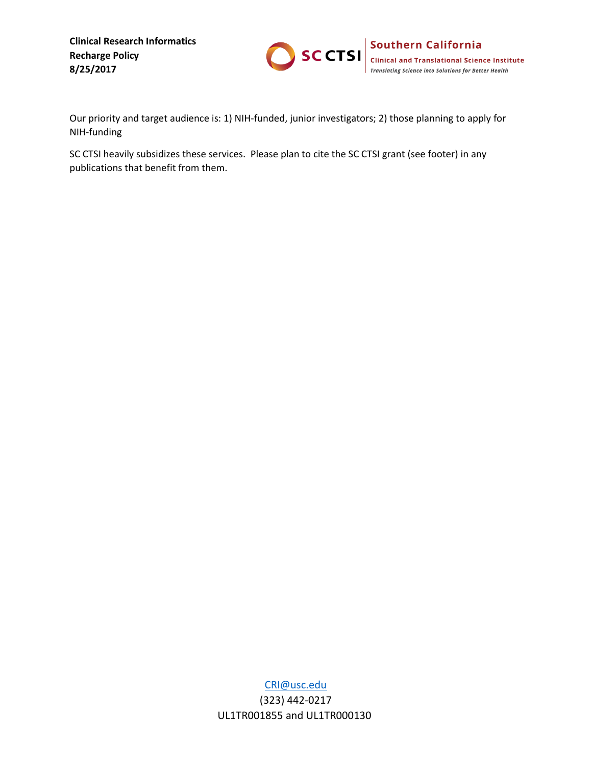Our priority and target audience is: 1) NIH-funded, junior investigators; 2) those planning to apply for NIH-funding

SC CTSI heavily subsidizes these services. Please plan to cite the SC CTSI grant (see footer) in any publications that benefit from them.